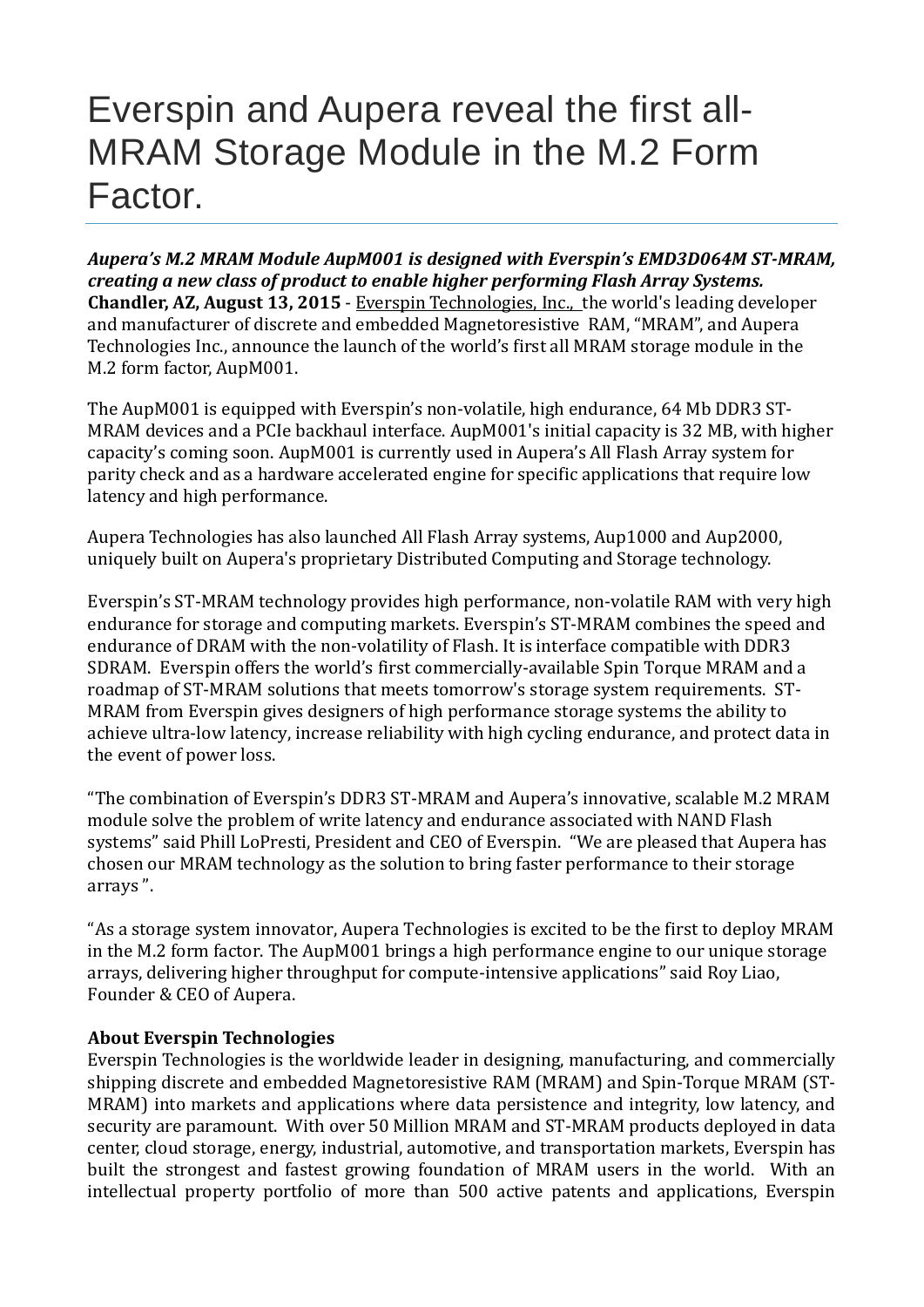# Everspin and Aupera reveal the first all-MRAM Storage Module in the M.2 Form Factor.

***Aupera's M.2 MRAM Module AupM001 is designed with Everspin's EMD3D064M ST-MRAM, creating a new class of product to enable higher performing Flash Array Systems.***
**Chandler, AZ, August 13, 2015** - Everspin Technologies, Inc., the world's leading developer and manufacturer of discrete and embedded Magnetoresistive RAM, "MRAM", and Aupera Technologies Inc., announce the launch of the world's first all MRAM storage module in the M.2 form factor, AupM001.

The AupM001 is equipped with Everspin's non-volatile, high endurance, 64 Mb DDR3 ST-MRAM devices and a PCIe backhaul interface. AupM001's initial capacity is 32 MB, with higher capacity's coming soon. AupM001 is currently used in Aupera's All Flash Array system for parity check and as a hardware accelerated engine for specific applications that require low latency and high performance.

Aupera Technologies has also launched All Flash Array systems, Aup1000 and Aup2000, uniquely built on Aupera's proprietary Distributed Computing and Storage technology.

Everspin's ST-MRAM technology provides high performance, non-volatile RAM with very high endurance for storage and computing markets. Everspin's ST-MRAM combines the speed and endurance of DRAM with the non-volatility of Flash. It is interface compatible with DDR3 SDRAM. Everspin offers the world's first commercially-available Spin Torque MRAM and a roadmap of ST-MRAM solutions that meets tomorrow's storage system requirements. ST-MRAM from Everspin gives designers of high performance storage systems the ability to achieve ultra-low latency, increase reliability with high cycling endurance, and protect data in the event of power loss.

"The combination of Everspin's DDR3 ST-MRAM and Aupera's innovative, scalable M.2 MRAM module solve the problem of write latency and endurance associated with NAND Flash systems" said Phill LoPresti, President and CEO of Everspin. "We are pleased that Aupera has chosen our MRAM technology as the solution to bring faster performance to their storage arrays ".

"As a storage system innovator, Aupera Technologies is excited to be the first to deploy MRAM in the M.2 form factor. The AupM001 brings a high performance engine to our unique storage arrays, delivering higher throughput for compute-intensive applications" said Roy Liao, Founder & CEO of Aupera.

**About Everspin Technologies**
Everspin Technologies is the worldwide leader in designing, manufacturing, and commercially shipping discrete and embedded Magnetoresistive RAM (MRAM) and Spin-Torque MRAM (ST-MRAM) into markets and applications where data persistence and integrity, low latency, and security are paramount. With over 50 Million MRAM and ST-MRAM products deployed in data center, cloud storage, energy, industrial, automotive, and transportation markets, Everspin has built the strongest and fastest growing foundation of MRAM users in the world. With an intellectual property portfolio of more than 500 active patents and applications, Everspin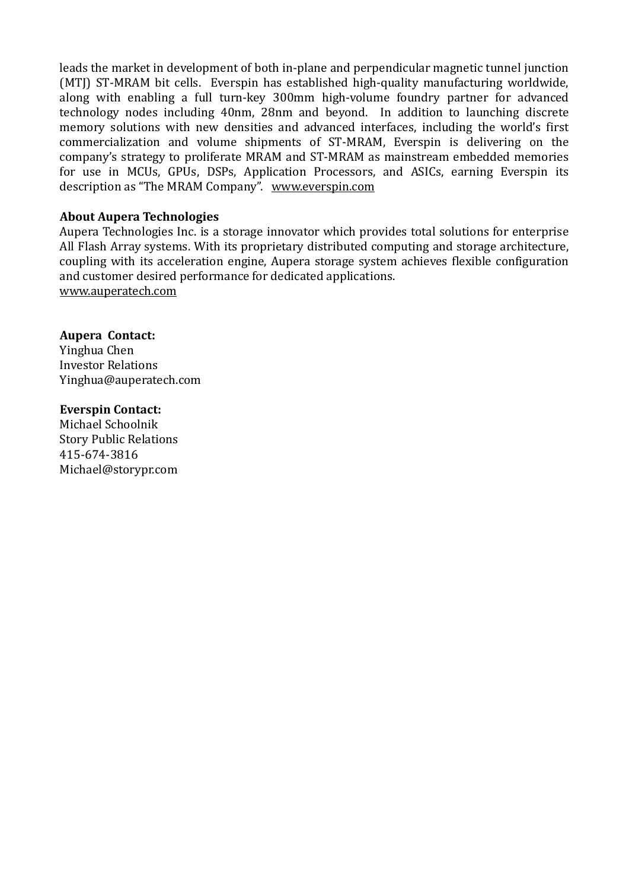leads the market in development of both in-plane and perpendicular magnetic tunnel junction (MTJ) ST-MRAM bit cells. Everspin has established high-quality manufacturing worldwide, along with enabling a full turn-key 300mm high-volume foundry partner for advanced technology nodes including 40nm, 28nm and beyond. In addition to launching discrete memory solutions with new densities and advanced interfaces, including the world's first commercialization and volume shipments of ST-MRAM, Everspin is delivering on the company's strategy to proliferate MRAM and ST-MRAM as mainstream embedded memories for use in MCUs, GPUs, DSPs, Application Processors, and ASICs, earning Everspin its description as "The MRAM Company". www.everspin.com

**About Aupera Technologies**

Aupera Technologies Inc. is a storage innovator which provides total solutions for enterprise All Flash Array systems. With its proprietary distributed computing and storage architecture, coupling with its acceleration engine, Aupera storage system achieves flexible configuration and customer desired performance for dedicated applications.
www.auperatech.com

**Aupera Contact:**
Yinghua Chen
Investor Relations
Yinghua@auperatech.com

**Everspin Contact:**
Michael Schoolnik
Story Public Relations
415-674-3816
Michael@storypr.com